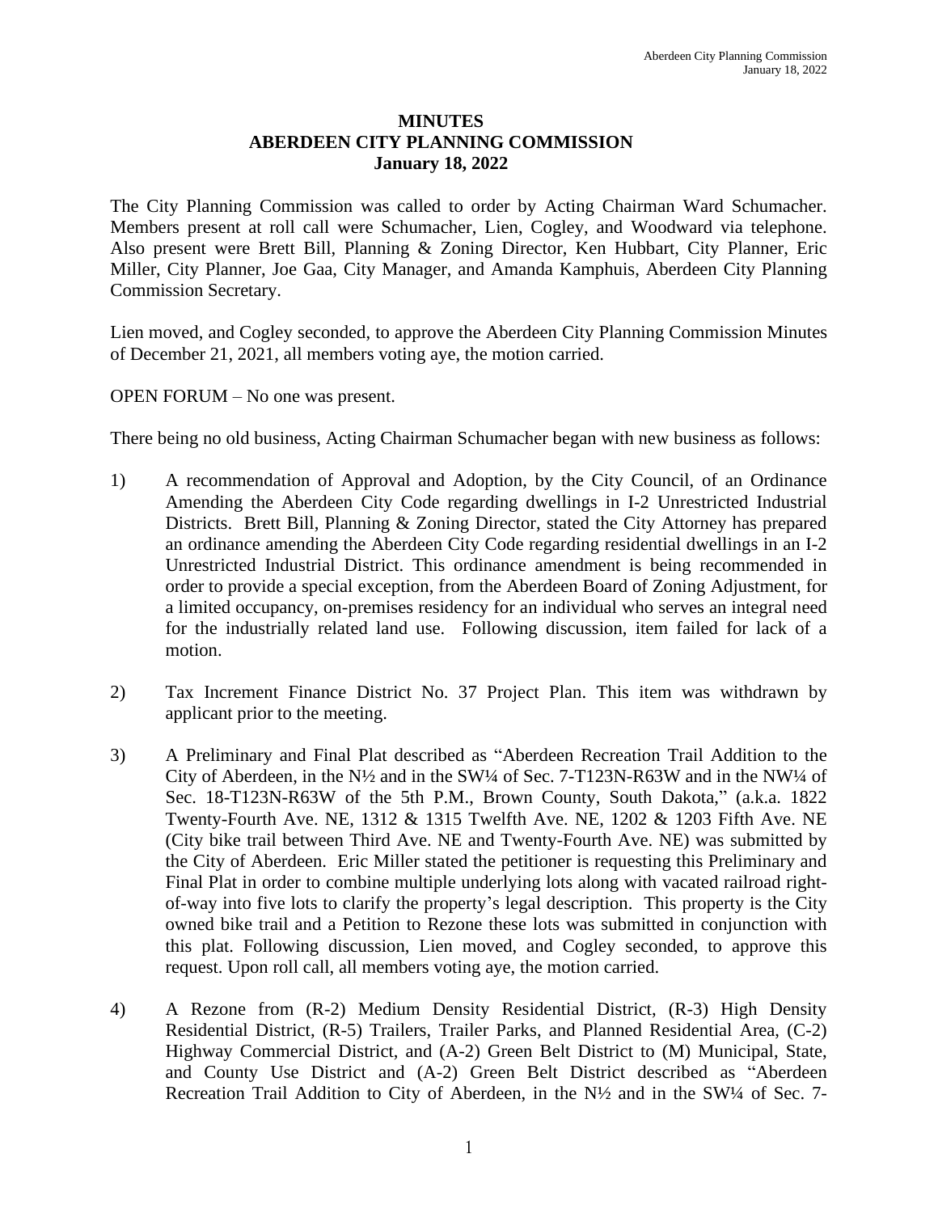# MINUTES
## ABERDEEN CITY PLANNING COMMISSION
### January 18, 2022

The City Planning Commission was called to order by Acting Chairman Ward Schumacher. Members present at roll call were Schumacher, Lien, Cogley, and Woodward via telephone. Also present were Brett Bill, Planning & Zoning Director, Ken Hubbart, City Planner, Eric Miller, City Planner, Joe Gaa, City Manager, and Amanda Kamphuis, Aberdeen City Planning Commission Secretary.

Lien moved, and Cogley seconded, to approve the Aberdeen City Planning Commission Minutes of December 21, 2021, all members voting aye, the motion carried.

OPEN FORUM – No one was present.

There being no old business, Acting Chairman Schumacher began with new business as follows:

1) A recommendation of Approval and Adoption, by the City Council, of an Ordinance Amending the Aberdeen City Code regarding dwellings in I-2 Unrestricted Industrial Districts. Brett Bill, Planning & Zoning Director, stated the City Attorney has prepared an ordinance amending the Aberdeen City Code regarding residential dwellings in an I-2 Unrestricted Industrial District. This ordinance amendment is being recommended in order to provide a special exception, from the Aberdeen Board of Zoning Adjustment, for a limited occupancy, on-premises residency for an individual who serves an integral need for the industrially related land use. Following discussion, item failed for lack of a motion.

2) Tax Increment Finance District No. 37 Project Plan. This item was withdrawn by applicant prior to the meeting.

3) A Preliminary and Final Plat described as "Aberdeen Recreation Trail Addition to the City of Aberdeen, in the N½ and in the SW¼ of Sec. 7-T123N-R63W and in the NW¼ of Sec. 18-T123N-R63W of the 5th P.M., Brown County, South Dakota," (a.k.a. 1822 Twenty-Fourth Ave. NE, 1312 & 1315 Twelfth Ave. NE, 1202 & 1203 Fifth Ave. NE (City bike trail between Third Ave. NE and Twenty-Fourth Ave. NE) was submitted by the City of Aberdeen. Eric Miller stated the petitioner is requesting this Preliminary and Final Plat in order to combine multiple underlying lots along with vacated railroad right-of-way into five lots to clarify the property's legal description. This property is the City owned bike trail and a Petition to Rezone these lots was submitted in conjunction with this plat. Following discussion, Lien moved, and Cogley seconded, to approve this request. Upon roll call, all members voting aye, the motion carried.

4) A Rezone from (R-2) Medium Density Residential District, (R-3) High Density Residential District, (R-5) Trailers, Trailer Parks, and Planned Residential Area, (C-2) Highway Commercial District, and (A-2) Green Belt District to (M) Municipal, State, and County Use District and (A-2) Green Belt District described as "Aberdeen Recreation Trail Addition to City of Aberdeen, in the N½ and in the SW¼ of Sec. 7-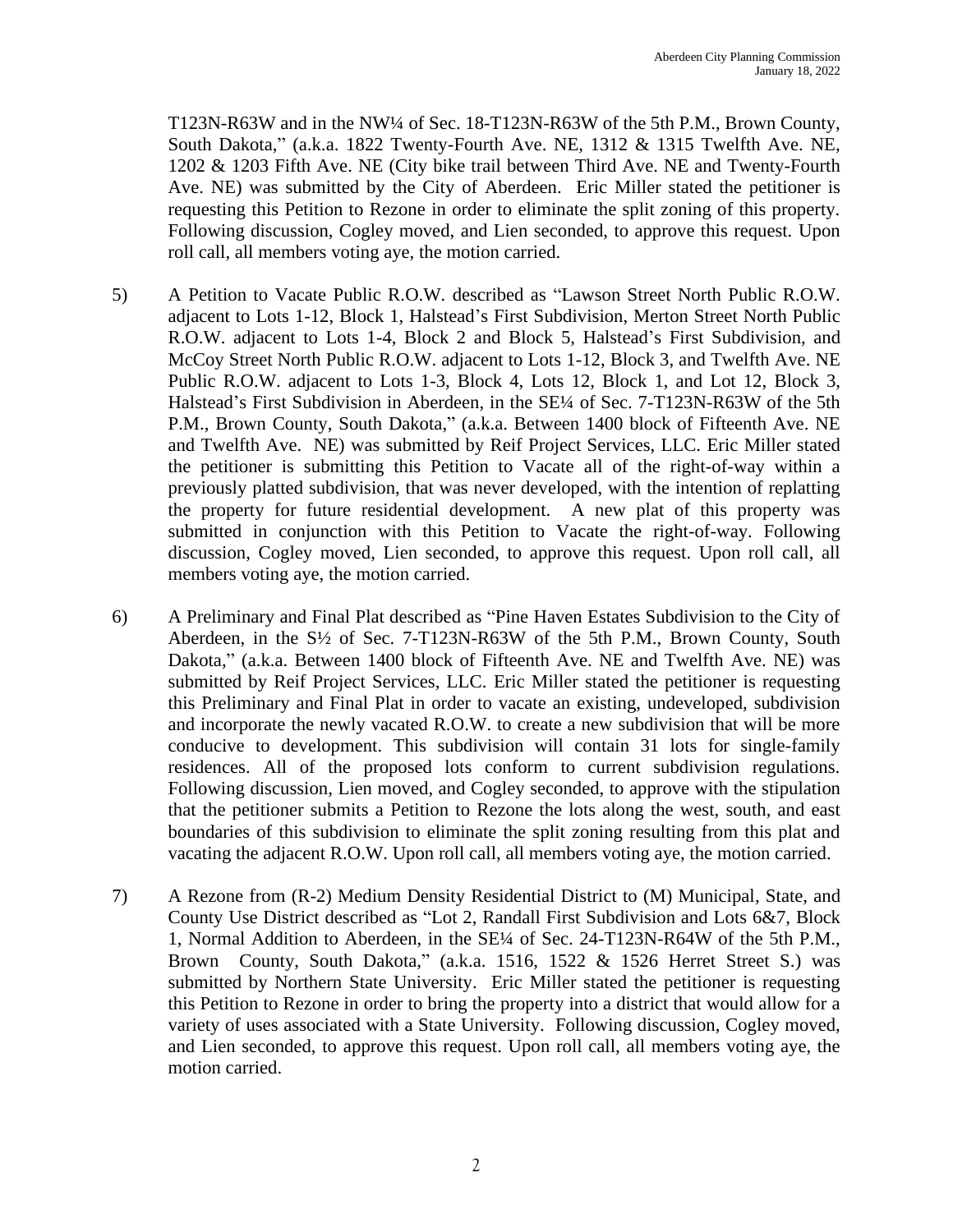T123N-R63W and in the NW¼ of Sec. 18-T123N-R63W of the 5th P.M., Brown County, South Dakota," (a.k.a. 1822 Twenty-Fourth Ave. NE, 1312 & 1315 Twelfth Ave. NE, 1202 & 1203 Fifth Ave. NE (City bike trail between Third Ave. NE and Twenty-Fourth Ave. NE) was submitted by the City of Aberdeen. Eric Miller stated the petitioner is requesting this Petition to Rezone in order to eliminate the split zoning of this property. Following discussion, Cogley moved, and Lien seconded, to approve this request. Upon roll call, all members voting aye, the motion carried.

5) A Petition to Vacate Public R.O.W. described as "Lawson Street North Public R.O.W. adjacent to Lots 1-12, Block 1, Halstead's First Subdivision, Merton Street North Public R.O.W. adjacent to Lots 1-4, Block 2 and Block 5, Halstead's First Subdivision, and McCoy Street North Public R.O.W. adjacent to Lots 1-12, Block 3, and Twelfth Ave. NE Public R.O.W. adjacent to Lots 1-3, Block 4, Lots 12, Block 1, and Lot 12, Block 3, Halstead's First Subdivision in Aberdeen, in the SE¼ of Sec. 7-T123N-R63W of the 5th P.M., Brown County, South Dakota," (a.k.a. Between 1400 block of Fifteenth Ave. NE and Twelfth Ave. NE) was submitted by Reif Project Services, LLC. Eric Miller stated the petitioner is submitting this Petition to Vacate all of the right-of-way within a previously platted subdivision, that was never developed, with the intention of replatting the property for future residential development. A new plat of this property was submitted in conjunction with this Petition to Vacate the right-of-way. Following discussion, Cogley moved, Lien seconded, to approve this request. Upon roll call, all members voting aye, the motion carried.

6) A Preliminary and Final Plat described as "Pine Haven Estates Subdivision to the City of Aberdeen, in the S½ of Sec. 7-T123N-R63W of the 5th P.M., Brown County, South Dakota," (a.k.a. Between 1400 block of Fifteenth Ave. NE and Twelfth Ave. NE) was submitted by Reif Project Services, LLC. Eric Miller stated the petitioner is requesting this Preliminary and Final Plat in order to vacate an existing, undeveloped, subdivision and incorporate the newly vacated R.O.W. to create a new subdivision that will be more conducive to development. This subdivision will contain 31 lots for single-family residences. All of the proposed lots conform to current subdivision regulations. Following discussion, Lien moved, and Cogley seconded, to approve with the stipulation that the petitioner submits a Petition to Rezone the lots along the west, south, and east boundaries of this subdivision to eliminate the split zoning resulting from this plat and vacating the adjacent R.O.W. Upon roll call, all members voting aye, the motion carried.

7) A Rezone from (R-2) Medium Density Residential District to (M) Municipal, State, and County Use District described as "Lot 2, Randall First Subdivision and Lots 6&7, Block 1, Normal Addition to Aberdeen, in the SE¼ of Sec. 24-T123N-R64W of the 5th P.M., Brown County, South Dakota," (a.k.a. 1516, 1522 & 1526 Herret Street S.) was submitted by Northern State University. Eric Miller stated the petitioner is requesting this Petition to Rezone in order to bring the property into a district that would allow for a variety of uses associated with a State University. Following discussion, Cogley moved, and Lien seconded, to approve this request. Upon roll call, all members voting aye, the motion carried.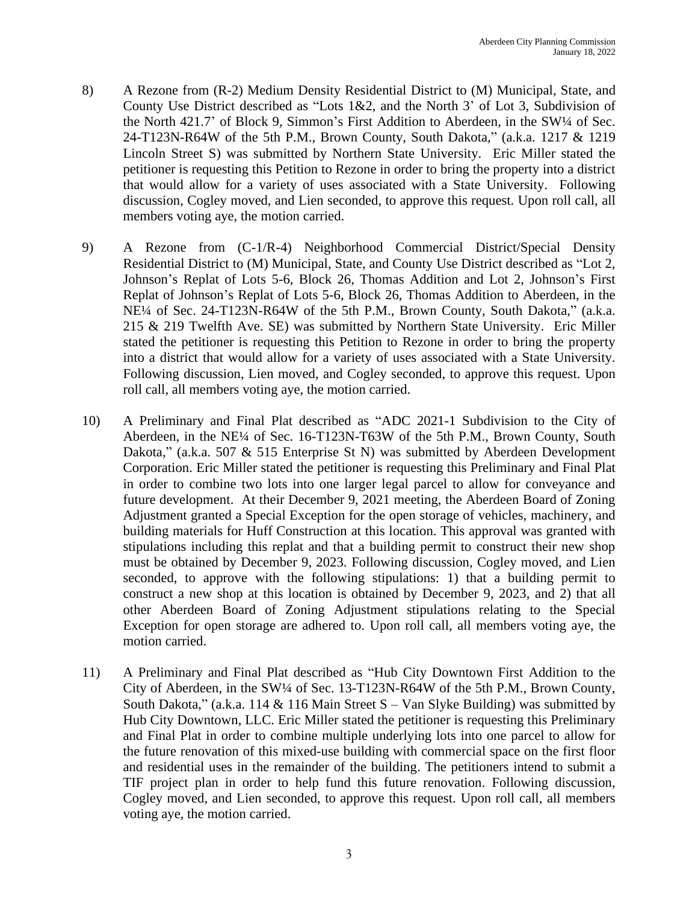8) A Rezone from (R-2) Medium Density Residential District to (M) Municipal, State, and County Use District described as "Lots 1&2, and the North 3' of Lot 3, Subdivision of the North 421.7' of Block 9, Simmon's First Addition to Aberdeen, in the SW¼ of Sec. 24-T123N-R64W of the 5th P.M., Brown County, South Dakota," (a.k.a. 1217 & 1219 Lincoln Street S) was submitted by Northern State University. Eric Miller stated the petitioner is requesting this Petition to Rezone in order to bring the property into a district that would allow for a variety of uses associated with a State University. Following discussion, Cogley moved, and Lien seconded, to approve this request. Upon roll call, all members voting aye, the motion carried.

9) A Rezone from (C-1/R-4) Neighborhood Commercial District/Special Density Residential District to (M) Municipal, State, and County Use District described as "Lot 2, Johnson's Replat of Lots 5-6, Block 26, Thomas Addition and Lot 2, Johnson's First Replat of Johnson's Replat of Lots 5-6, Block 26, Thomas Addition to Aberdeen, in the NE¼ of Sec. 24-T123N-R64W of the 5th P.M., Brown County, South Dakota," (a.k.a. 215 & 219 Twelfth Ave. SE) was submitted by Northern State University. Eric Miller stated the petitioner is requesting this Petition to Rezone in order to bring the property into a district that would allow for a variety of uses associated with a State University. Following discussion, Lien moved, and Cogley seconded, to approve this request. Upon roll call, all members voting aye, the motion carried.

10) A Preliminary and Final Plat described as "ADC 2021-1 Subdivision to the City of Aberdeen, in the NE¼ of Sec. 16-T123N-T63W of the 5th P.M., Brown County, South Dakota," (a.k.a. 507 & 515 Enterprise St N) was submitted by Aberdeen Development Corporation. Eric Miller stated the petitioner is requesting this Preliminary and Final Plat in order to combine two lots into one larger legal parcel to allow for conveyance and future development. At their December 9, 2021 meeting, the Aberdeen Board of Zoning Adjustment granted a Special Exception for the open storage of vehicles, machinery, and building materials for Huff Construction at this location. This approval was granted with stipulations including this replat and that a building permit to construct their new shop must be obtained by December 9, 2023. Following discussion, Cogley moved, and Lien seconded, to approve with the following stipulations: 1) that a building permit to construct a new shop at this location is obtained by December 9, 2023, and 2) that all other Aberdeen Board of Zoning Adjustment stipulations relating to the Special Exception for open storage are adhered to. Upon roll call, all members voting aye, the motion carried.

11) A Preliminary and Final Plat described as "Hub City Downtown First Addition to the City of Aberdeen, in the SW¼ of Sec. 13-T123N-R64W of the 5th P.M., Brown County, South Dakota," (a.k.a. 114 & 116 Main Street S – Van Slyke Building) was submitted by Hub City Downtown, LLC. Eric Miller stated the petitioner is requesting this Preliminary and Final Plat in order to combine multiple underlying lots into one parcel to allow for the future renovation of this mixed-use building with commercial space on the first floor and residential uses in the remainder of the building. The petitioners intend to submit a TIF project plan in order to help fund this future renovation. Following discussion, Cogley moved, and Lien seconded, to approve this request. Upon roll call, all members voting aye, the motion carried.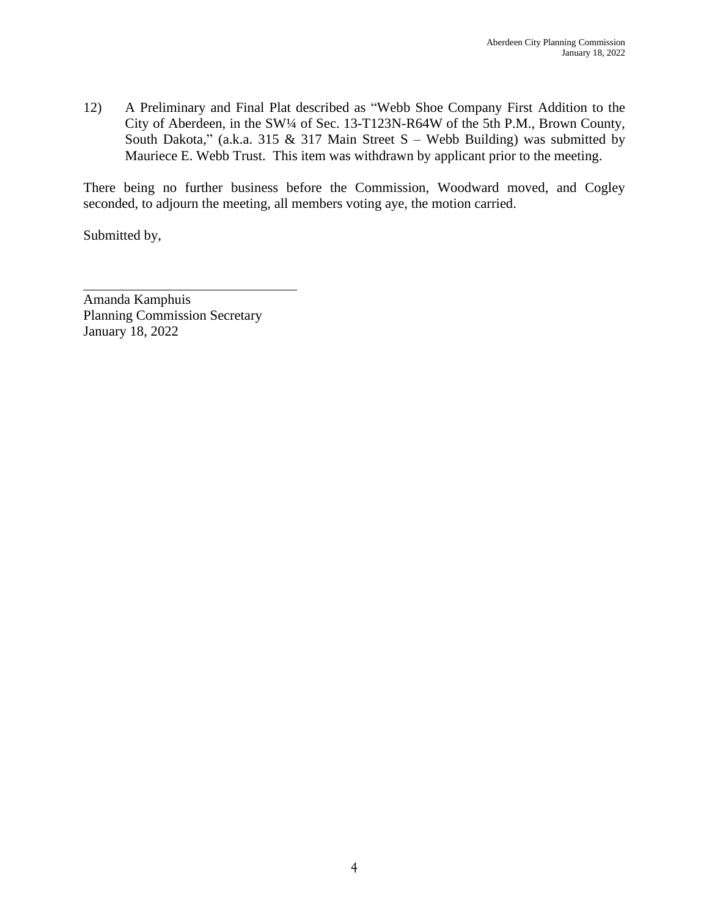12) A Preliminary and Final Plat described as "Webb Shoe Company First Addition to the City of Aberdeen, in the SW¼ of Sec. 13-T123N-R64W of the 5th P.M., Brown County, South Dakota," (a.k.a. 315 & 317 Main Street S – Webb Building) was submitted by Mauriece E. Webb Trust. This item was withdrawn by applicant prior to the meeting.

There being no further business before the Commission, Woodward moved, and Cogley seconded, to adjourn the meeting, all members voting aye, the motion carried.

Submitted by,

\_\_\_\_\_\_\_\_\_\_\_\_\_\_\_\_\_\_\_\_\_\_\_\_\_\_\_\_\_\_

Amanda Kamphuis
Planning Commission Secretary
January 18, 2022